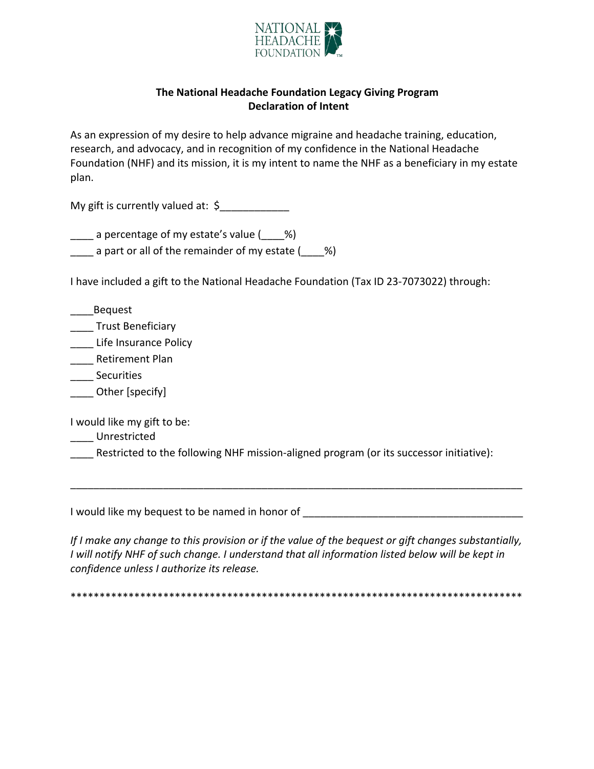NATIONAL HEADACHE FOUNDATION

**The National Headache Foundation Legacy Giving Program**
**Declaration of Intent**

As an expression of my desire to help advance migraine and headache training, education, research, and advocacy, and in recognition of my confidence in the National Headache Foundation (NHF) and its mission, it is my intent to name the NHF as a beneficiary in my estate plan.

My gift is currently valued at: $____________

____ a percentage of my estate's value (____%)
____ a part or all of the remainder of my estate (____%)

I have included a gift to the National Headache Foundation (Tax ID 23-7073022) through:

____Bequest
____ Trust Beneficiary
____ Life Insurance Policy
____ Retirement Plan
____ Securities
____ Other [specify]

I would like my gift to be:
____ Unrestricted
____ Restricted to the following NHF mission-aligned program (or its successor initiative):

______________________________________________________________________________

I would like my bequest to be named in honor of ______________________________________

*If I make any change to this provision or if the value of the bequest or gift changes substantially, I will notify NHF of such change. I understand that all information listed below will be kept in confidence unless I authorize its release.*

*******************************************************************************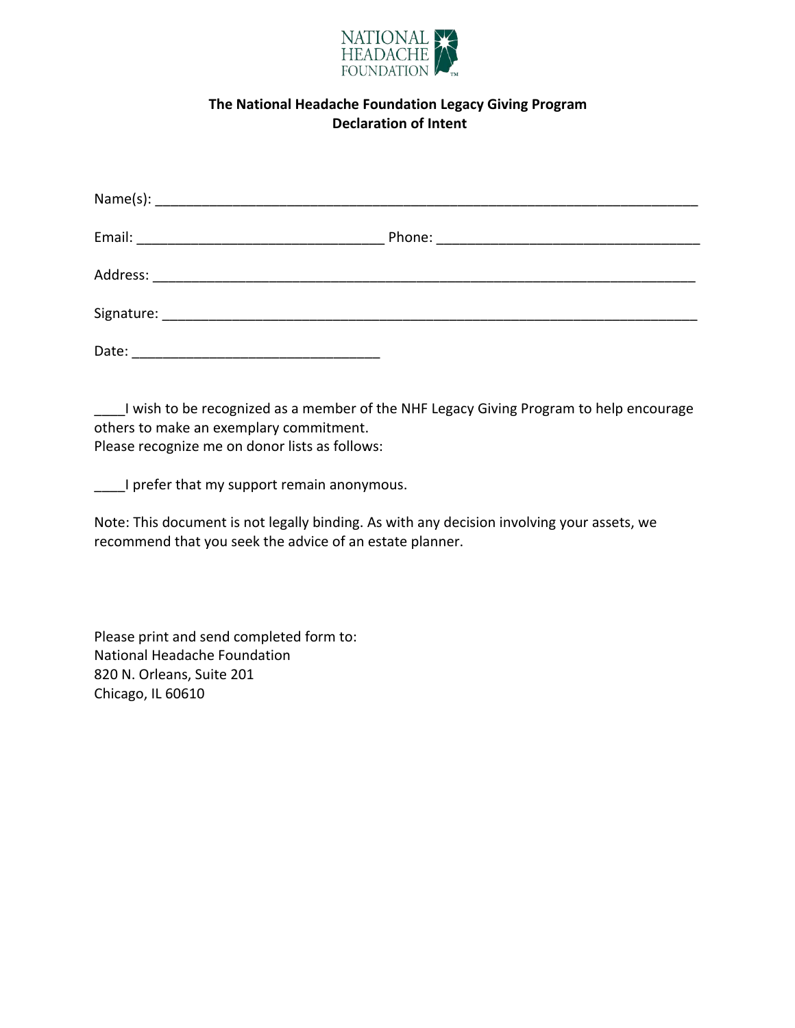NATIONAL HEADACHE FOUNDATION

**The National Headache Foundation Legacy Giving Program**
**Declaration of Intent**

Name(s): ___________________________________________________________________________

Email: _________________________________ Phone: ___________________________________

Address: __________________________________________________________________________

Signature: _________________________________________________________________________

Date: _________________________________

____I wish to be recognized as a member of the NHF Legacy Giving Program to help encourage others to make an exemplary commitment.
Please recognize me on donor lists as follows:

____I prefer that my support remain anonymous.

Note: This document is not legally binding. As with any decision involving your assets, we recommend that you seek the advice of an estate planner.

Please print and send completed form to:
National Headache Foundation
820 N. Orleans, Suite 201
Chicago, IL 60610